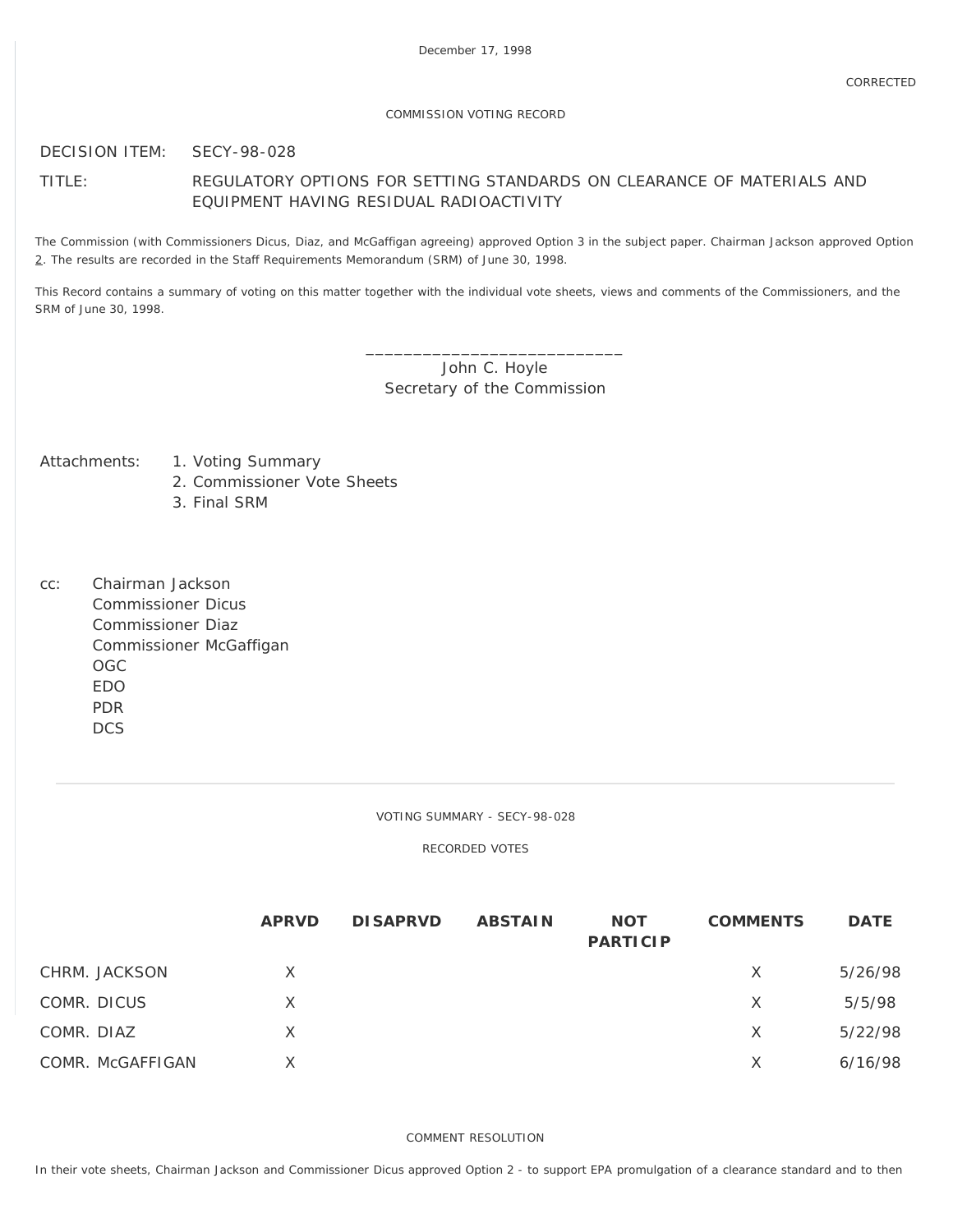December 17, 1998

CORRECTED

COMMISSION VOTING RECORD

DECISION ITEM: SECY-98-028

TITLE: REGULATORY OPTIONS FOR SETTING STANDARDS ON CLEARANCE OF MATERIALS AND EQUIPMENT HAVING RESIDUAL RADIOACTIVITY

The Commission (with Commissioners Dicus, Diaz, and McGaffigan agreeing) approved Option 3 in the subject paper. Chairman Jackson approved Option 2. The results are recorded in the Staff Requirements Memorandum (SRM) of June 30, 1998.

This Record contains a summary of voting on this matter together with the individual vote sheets, views and comments of the Commissioners, and the SRM of June 30, 1998.

\_\_\_\_\_\_\_\_\_\_\_\_\_\_\_\_\_\_\_\_\_\_\_\_\_\_\_\_
John C. Hoyle
Secretary of the Commission

Attachments:
1. Voting Summary
2. Commissioner Vote Sheets
3. Final SRM

cc:
Chairman Jackson
Commissioner Dicus
Commissioner Diaz
Commissioner McGaffigan
OGC
EDO
PDR
DCS

---

VOTING SUMMARY - SECY-98-028

RECORDED VOTES

| | APRVD | DISAPRVD | ABSTAIN | NOT PARTICIP | COMMENTS | DATE |
|---|---|---|---|---|---|---|
| CHRM. JACKSON | X | | | | X | 5/26/98 |
| COMR. DICUS | X | | | | X | 5/5/98 |
| COMR. DIAZ | X | | | | X | 5/22/98 |
| COMR. McGAFFIGAN | X | | | | X | 6/16/98 |

COMMENT RESOLUTION

In their vote sheets, Chairman Jackson and Commissioner Dicus approved Option 2 - to support EPA promulgation of a clearance standard and to then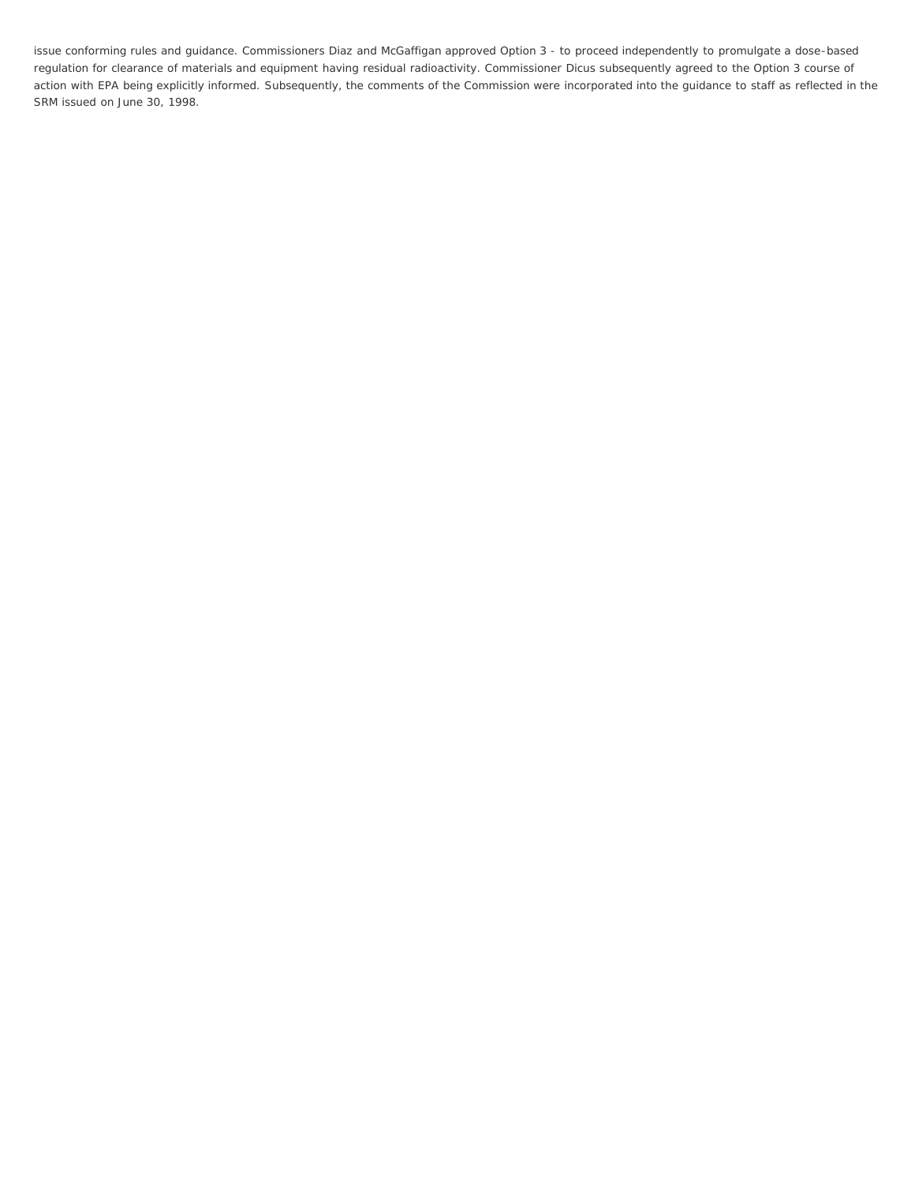issue conforming rules and guidance. Commissioners Diaz and McGaffigan approved Option 3 - to proceed independently to promulgate a dose-based regulation for clearance of materials and equipment having residual radioactivity. Commissioner Dicus subsequently agreed to the Option 3 course of action with EPA being explicitly informed. Subsequently, the comments of the Commission were incorporated into the guidance to staff as reflected in the SRM issued on June 30, 1998.